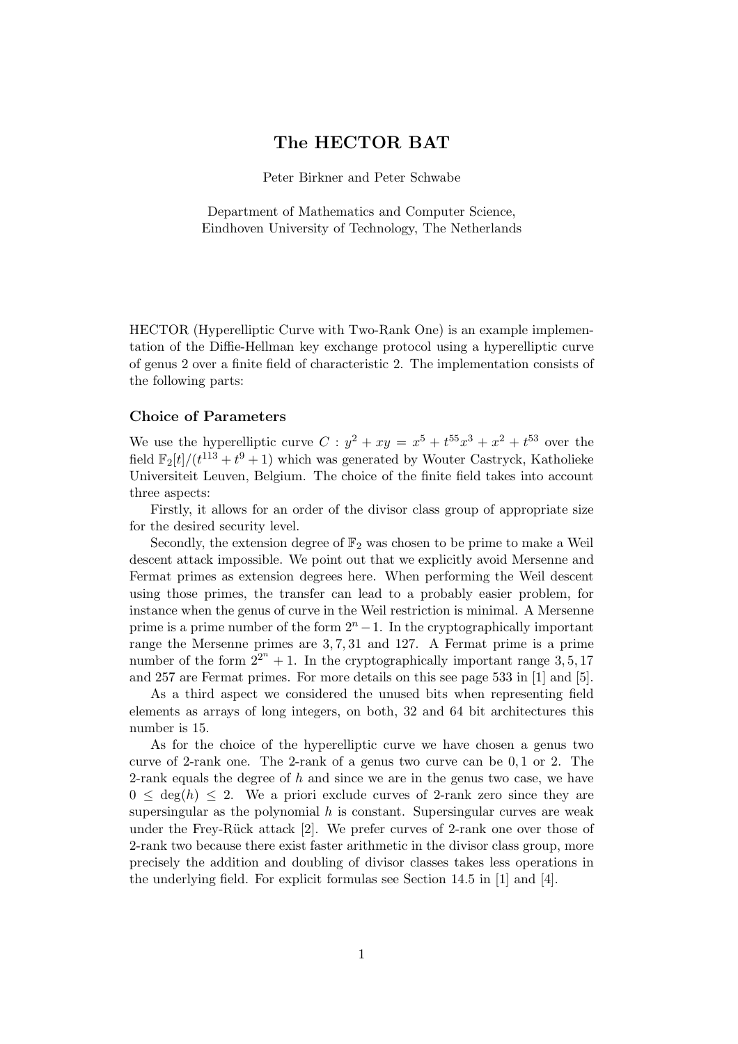# The HECTOR BAT

Peter Birkner and Peter Schwabe

Department of Mathematics and Computer Science,
Eindhoven University of Technology, The Netherlands

HECTOR (Hyperelliptic Curve with Two-Rank One) is an example implementation of the Diffie-Hellman key exchange protocol using a hyperelliptic curve of genus 2 over a finite field of characteristic 2. The implementation consists of the following parts:

### Choice of Parameters

We use the hyperelliptic curve $C : y^2 + xy = x^5 + t^{55}x^3 + x^2 + t^{53}$ over the field $\mathbb{F}_2[t]/(t^{113} + t^9 + 1)$ which was generated by Wouter Castryck, Katholieke Universiteit Leuven, Belgium. The choice of the finite field takes into account three aspects:

Firstly, it allows for an order of the divisor class group of appropriate size for the desired security level.

Secondly, the extension degree of $\mathbb{F}_2$ was chosen to be prime to make a Weil descent attack impossible. We point out that we explicitly avoid Mersenne and Fermat primes as extension degrees here. When performing the Weil descent using those primes, the transfer can lead to a probably easier problem, for instance when the genus of curve in the Weil restriction is minimal. A Mersenne prime is a prime number of the form $2^n - 1$. In the cryptographically important range the Mersenne primes are $3, 7, 31$ and $127$. A Fermat prime is a prime number of the form $2^{2^n} + 1$. In the cryptographically important range $3, 5, 17$ and $257$ are Fermat primes. For more details on this see page 533 in [1] and [5].

As a third aspect we considered the unused bits when representing field elements as arrays of long integers, on both, 32 and 64 bit architectures this number is 15.

As for the choice of the hyperelliptic curve we have chosen a genus two curve of 2-rank one. The 2-rank of a genus two curve can be $0, 1$ or $2$. The 2-rank equals the degree of $h$ and since we are in the genus two case, we have $0 \leq \deg(h) \leq 2$. We a priori exclude curves of 2-rank zero since they are supersingular as the polynomial $h$ is constant. Supersingular curves are weak under the Frey-Rück attack [2]. We prefer curves of 2-rank one over those of 2-rank two because there exist faster arithmetic in the divisor class group, more precisely the addition and doubling of divisor classes takes less operations in the underlying field. For explicit formulas see Section 14.5 in [1] and [4].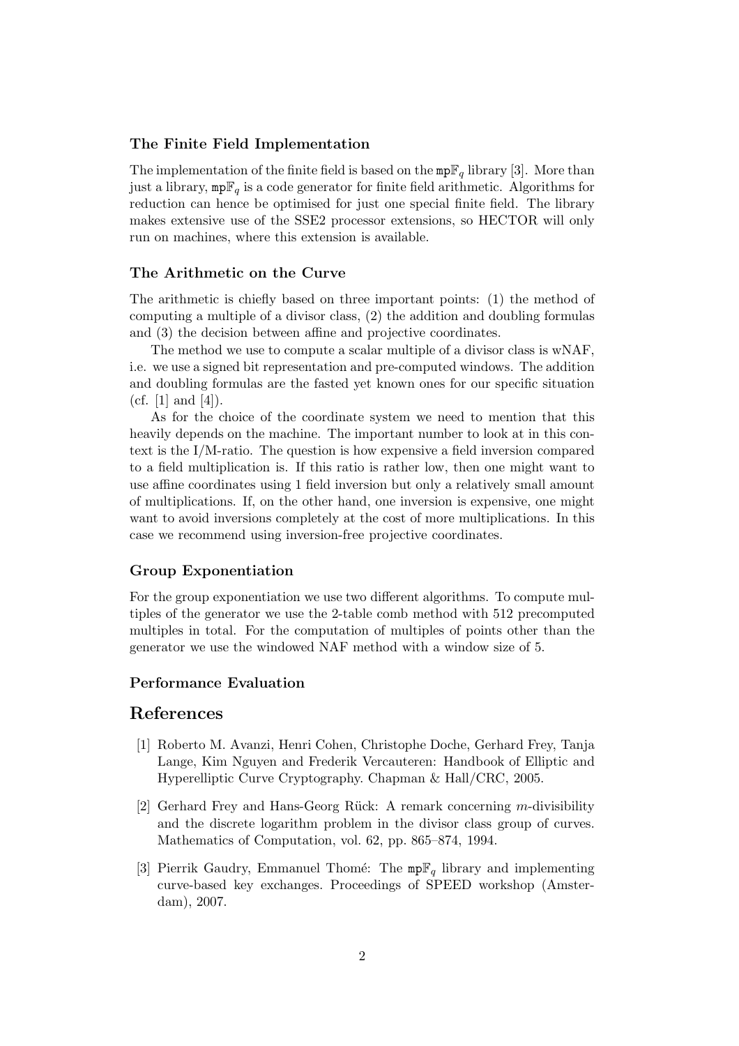### The Finite Field Implementation

The implementation of the finite field is based on the $\mathtt{mp}\mathbb{F}_q$ library [3]. More than just a library, $\mathtt{mp}\mathbb{F}_q$ is a code generator for finite field arithmetic. Algorithms for reduction can hence be optimised for just one special finite field. The library makes extensive use of the SSE2 processor extensions, so HECTOR will only run on machines, where this extension is available.

### The Arithmetic on the Curve

The arithmetic is chiefly based on three important points: (1) the method of computing a multiple of a divisor class, (2) the addition and doubling formulas and (3) the decision between affine and projective coordinates.

The method we use to compute a scalar multiple of a divisor class is wNAF, i.e. we use a signed bit representation and pre-computed windows. The addition and doubling formulas are the fasted yet known ones for our specific situation (cf. [1] and [4]).

As for the choice of the coordinate system we need to mention that this heavily depends on the machine. The important number to look at in this context is the I/M-ratio. The question is how expensive a field inversion compared to a field multiplication is. If this ratio is rather low, then one might want to use affine coordinates using 1 field inversion but only a relatively small amount of multiplications. If, on the other hand, one inversion is expensive, one might want to avoid inversions completely at the cost of more multiplications. In this case we recommend using inversion-free projective coordinates.

### Group Exponentiation

For the group exponentiation we use two different algorithms. To compute multiples of the generator we use the 2-table comb method with 512 precomputed multiples in total. For the computation of multiples of points other than the generator we use the windowed NAF method with a window size of 5.

### Performance Evaluation

## References

[1] Roberto M. Avanzi, Henri Cohen, Christophe Doche, Gerhard Frey, Tanja Lange, Kim Nguyen and Frederik Vercauteren: Handbook of Elliptic and Hyperelliptic Curve Cryptography. Chapman & Hall/CRC, 2005.

[2] Gerhard Frey and Hans-Georg Rück: A remark concerning $m$-divisibility and the discrete logarithm problem in the divisor class group of curves. Mathematics of Computation, vol. 62, pp. 865–874, 1994.

[3] Pierrik Gaudry, Emmanuel Thomé: The $\mathtt{mp}\mathbb{F}_q$ library and implementing curve-based key exchanges. Proceedings of SPEED workshop (Amsterdam), 2007.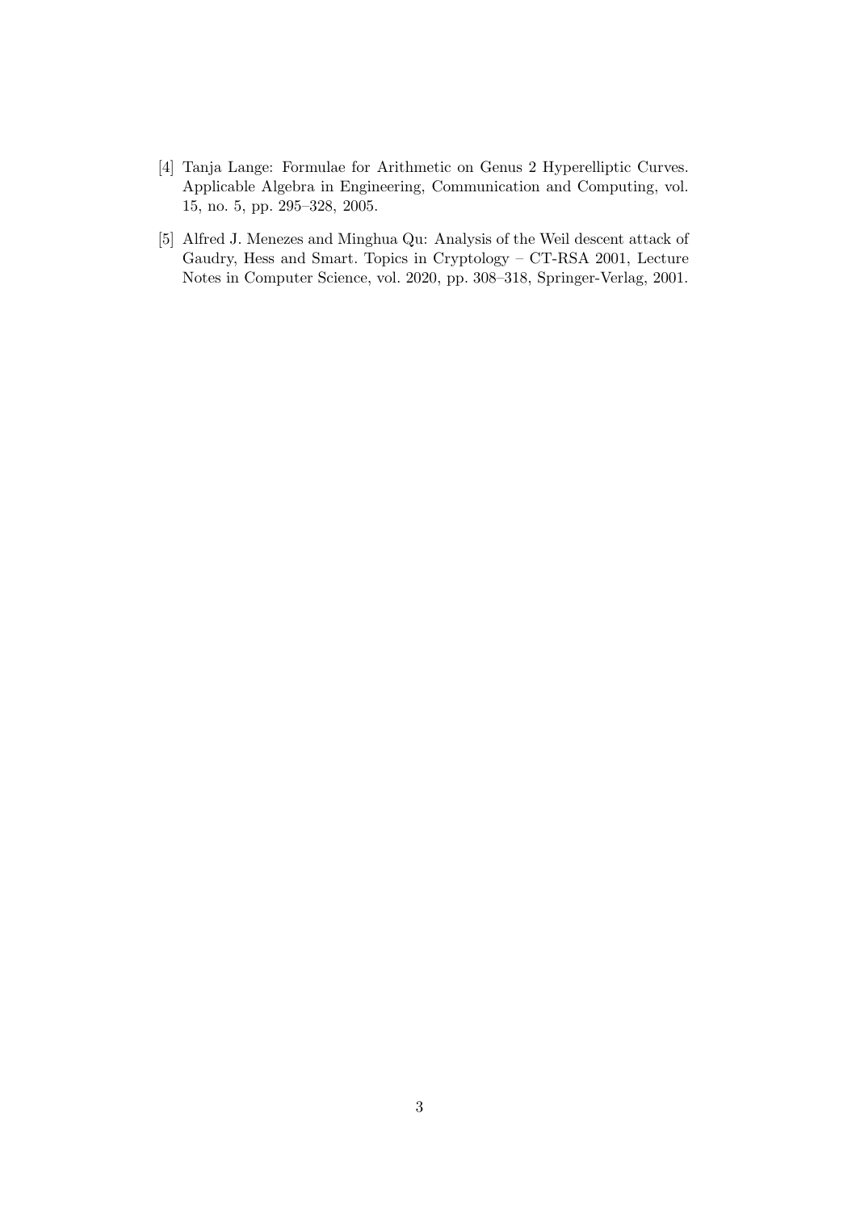[4] Tanja Lange: Formulae for Arithmetic on Genus 2 Hyperelliptic Curves. Applicable Algebra in Engineering, Communication and Computing, vol. 15, no. 5, pp. 295–328, 2005.

[5] Alfred J. Menezes and Minghua Qu: Analysis of the Weil descent attack of Gaudry, Hess and Smart. Topics in Cryptology – CT-RSA 2001, Lecture Notes in Computer Science, vol. 2020, pp. 308–318, Springer-Verlag, 2001.